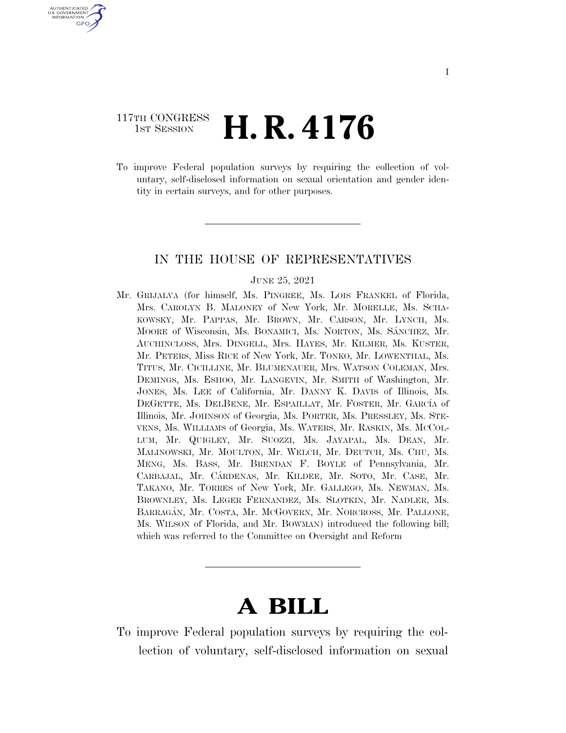117TH CONGRESS
1ST SESSION

# H. R. 4176

To improve Federal population surveys by requiring the collection of voluntary, self-disclosed information on sexual orientation and gender identity in certain surveys, and for other purposes.

---

IN THE HOUSE OF REPRESENTATIVES

JUNE 25, 2021

Mr. GRIJALVA (for himself, Ms. PINGREE, Ms. LOIS FRANKEL of Florida, Mrs. CAROLYN B. MALONEY of New York, Mr. MORELLE, Ms. SCHAKOWSKY, Mr. PAPPAS, Mr. BROWN, Mr. CARSON, Mr. LYNCH, Ms. MOORE of Wisconsin, Ms. BONAMICI, Ms. NORTON, Ms. SÁNCHEZ, Mr. AUCHINCLOSS, Mrs. DINGELL, Mrs. HAYES, Mr. KILMER, Ms. KUSTER, Mr. PETERS, Miss RICE of New York, Mr. TONKO, Mr. LOWENTHAL, Ms. TITUS, Mr. CICILLINE, Mr. BLUMENAUER, Mrs. WATSON COLEMAN, Mrs. DEMINGS, Ms. ESHOO, Mr. LANGEVIN, Mr. SMITH of Washington, Mr. JONES, Ms. LEE of California, Mr. DANNY K. DAVIS of Illinois, Ms. DEGETTE, Ms. DELBENE, Mr. ESPAILLAT, Mr. FOSTER, Mr. GARCÍA of Illinois, Mr. JOHNSON of Georgia, Ms. PORTER, Ms. PRESSLEY, Ms. STEVENS, Ms. WILLIAMS of Georgia, Ms. WATERS, Mr. RASKIN, Ms. MCCOLLUM, Mr. QUIGLEY, Mr. SUOZZI, Ms. JAYAPAL, Ms. DEAN, Mr. MALINOWSKI, Mr. MOULTON, Mr. WELCH, Mr. DEUTCH, Ms. CHU, Ms. MENG, Ms. BASS, Mr. BRENDAN F. BOYLE of Pennsylvania, Mr. CARBAJAL, Mr. CÁRDENAS, Mr. KILDEE, Mr. SOTO, Mr. CASE, Mr. TAKANO, Mr. TORRES of New York, Mr. GALLEGO, Ms. NEWMAN, Ms. BROWNLEY, Ms. LEGER FERNANDEZ, Ms. SLOTKIN, Mr. NADLER, Ms. BARRAGÁN, Mr. COSTA, Mr. MCGOVERN, Mr. NORCROSS, Mr. PALLONE, Ms. WILSON of Florida, and Mr. BOWMAN) introduced the following bill; which was referred to the Committee on Oversight and Reform

---

# A BILL

To improve Federal population surveys by requiring the collection of voluntary, self-disclosed information on sexual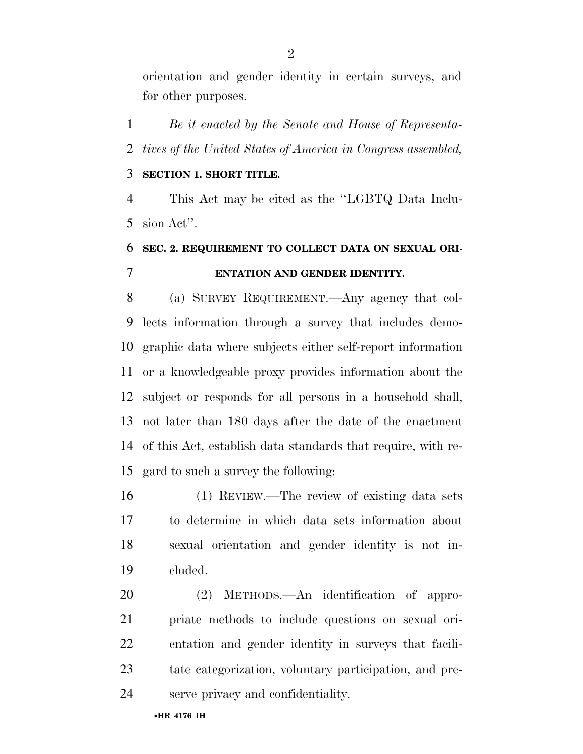orientation and gender identity in certain surveys, and for other purposes.

*Be it enacted by the Senate and House of Representatives of the United States of America in Congress assembled,*

**SECTION 1. SHORT TITLE.**

This Act may be cited as the ''LGBTQ Data Inclusion Act''.

**SEC. 2. REQUIREMENT TO COLLECT DATA ON SEXUAL ORIENTATION AND GENDER IDENTITY.**

(a) SURVEY REQUIREMENT.—Any agency that collects information through a survey that includes demographic data where subjects either self-report information or a knowledgeable proxy provides information about the subject or responds for all persons in a household shall, not later than 180 days after the date of the enactment of this Act, establish data standards that require, with regard to such a survey the following:

(1) REVIEW.—The review of existing data sets to determine in which data sets information about sexual orientation and gender identity is not included.

(2) METHODS.—An identification of appropriate methods to include questions on sexual orientation and gender identity in surveys that facilitate categorization, voluntary participation, and preserve privacy and confidentiality.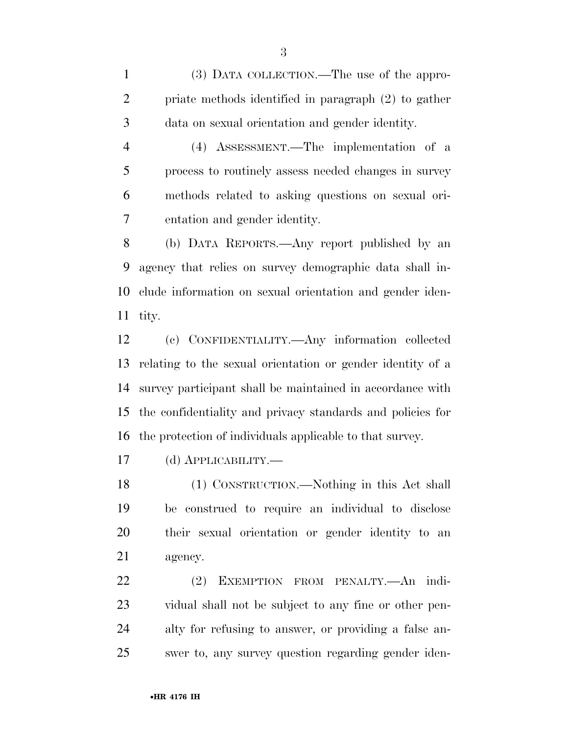(3) DATA COLLECTION.—The use of the appropriate methods identified in paragraph (2) to gather data on sexual orientation and gender identity.

(4) ASSESSMENT.—The implementation of a process to routinely assess needed changes in survey methods related to asking questions on sexual orientation and gender identity.

(b) DATA REPORTS.—Any report published by an agency that relies on survey demographic data shall include information on sexual orientation and gender identity.

(c) CONFIDENTIALITY.—Any information collected relating to the sexual orientation or gender identity of a survey participant shall be maintained in accordance with the confidentiality and privacy standards and policies for the protection of individuals applicable to that survey.

(d) APPLICABILITY.—

(1) CONSTRUCTION.—Nothing in this Act shall be construed to require an individual to disclose their sexual orientation or gender identity to an agency.

(2) EXEMPTION FROM PENALTY.—An individual shall not be subject to any fine or other penalty for refusing to answer, or providing a false answer to, any survey question regarding gender iden-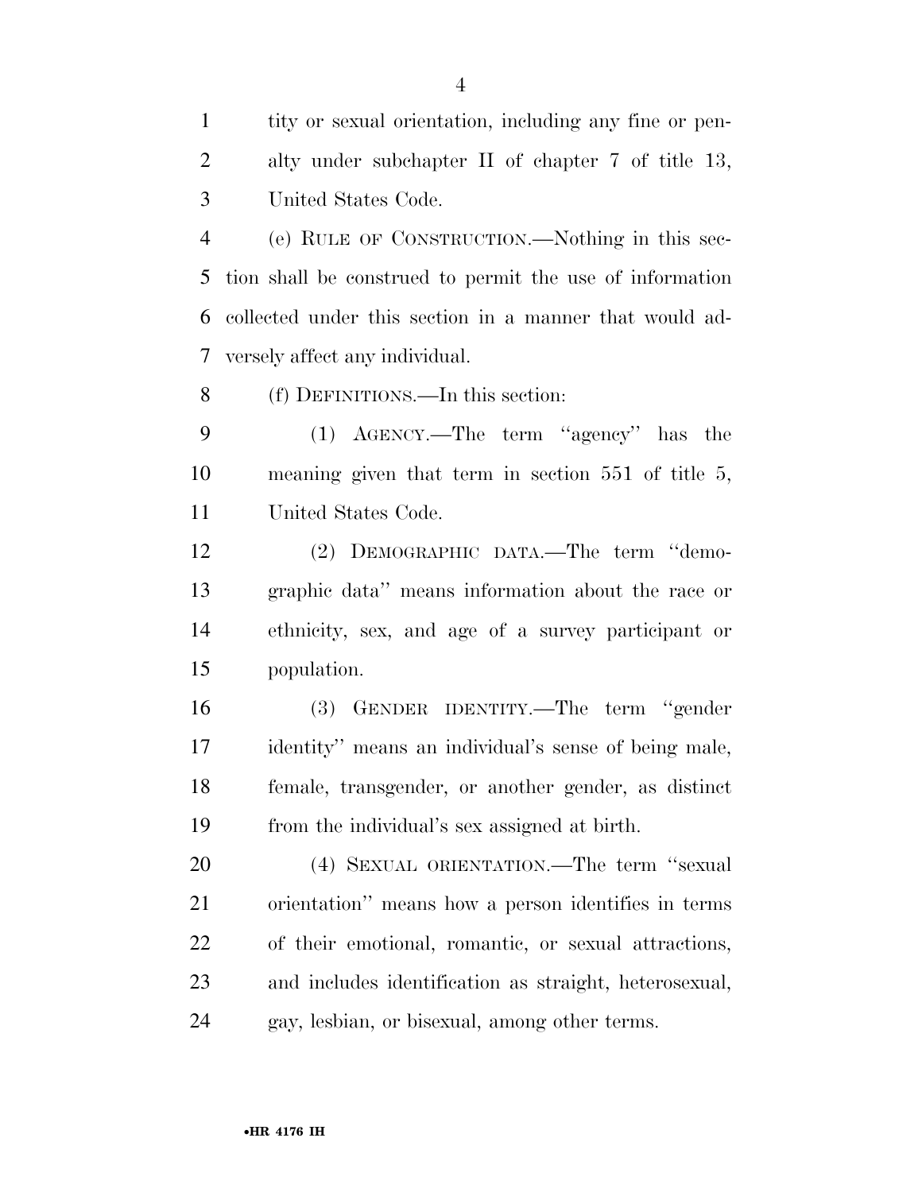tity or sexual orientation, including any fine or penalty under subchapter II of chapter 7 of title 13, United States Code.

(e) RULE OF CONSTRUCTION.—Nothing in this section shall be construed to permit the use of information collected under this section in a manner that would adversely affect any individual.

(f) DEFINITIONS.—In this section:

(1) AGENCY.—The term "agency" has the meaning given that term in section 551 of title 5, United States Code.

(2) DEMOGRAPHIC DATA.—The term "demographic data" means information about the race or ethnicity, sex, and age of a survey participant or population.

(3) GENDER IDENTITY.—The term "gender identity" means an individual's sense of being male, female, transgender, or another gender, as distinct from the individual's sex assigned at birth.

(4) SEXUAL ORIENTATION.—The term "sexual orientation" means how a person identifies in terms of their emotional, romantic, or sexual attractions, and includes identification as straight, heterosexual, gay, lesbian, or bisexual, among other terms.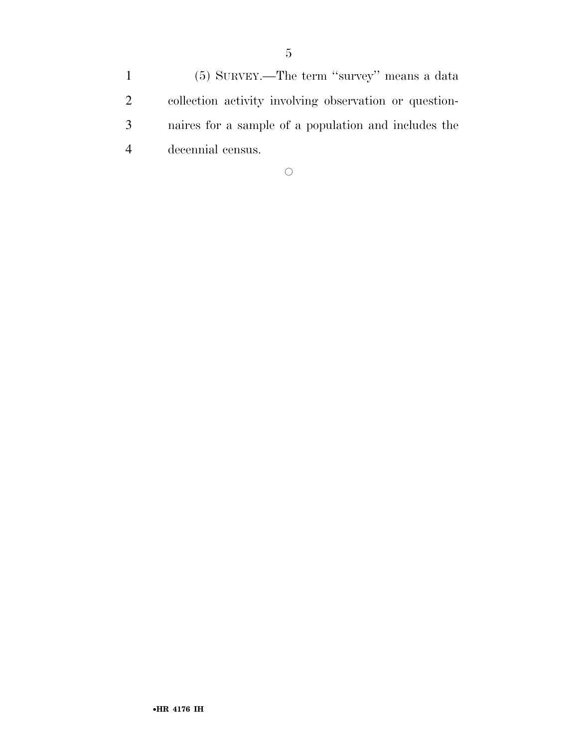(5) SURVEY.—The term ''survey'' means a data collection activity involving observation or questionnaires for a sample of a population and includes the decennial census.

○